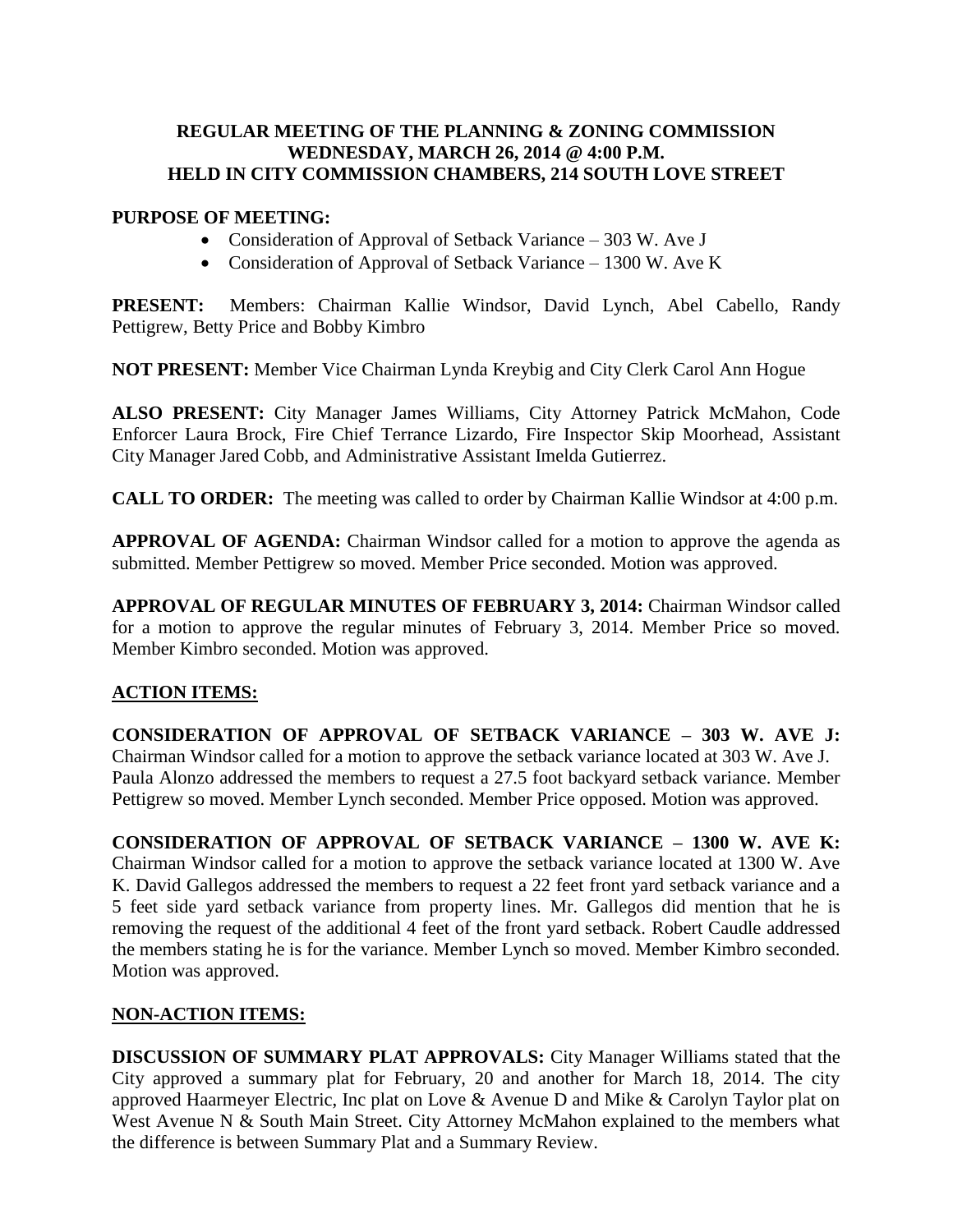# REGULAR MEETING OF THE PLANNING & ZONING COMMISSION
## WEDNESDAY, MARCH 26, 2014 @ 4:00 P.M.
## HELD IN CITY COMMISSION CHAMBERS, 214 SOUTH LOVE STREET

**PURPOSE OF MEETING:**

- Consideration of Approval of Setback Variance – 303 W. Ave J
- Consideration of Approval of Setback Variance – 1300 W. Ave K

**PRESENT:** Members: Chairman Kallie Windsor, David Lynch, Abel Cabello, Randy Pettigrew, Betty Price and Bobby Kimbro

**NOT PRESENT:** Member Vice Chairman Lynda Kreybig and City Clerk Carol Ann Hogue

**ALSO PRESENT:** City Manager James Williams, City Attorney Patrick McMahon, Code Enforcer Laura Brock, Fire Chief Terrance Lizardo, Fire Inspector Skip Moorhead, Assistant City Manager Jared Cobb, and Administrative Assistant Imelda Gutierrez.

**CALL TO ORDER:** The meeting was called to order by Chairman Kallie Windsor at 4:00 p.m.

**APPROVAL OF AGENDA:** Chairman Windsor called for a motion to approve the agenda as submitted. Member Pettigrew so moved. Member Price seconded. Motion was approved.

**APPROVAL OF REGULAR MINUTES OF FEBRUARY 3, 2014:** Chairman Windsor called for a motion to approve the regular minutes of February 3, 2014. Member Price so moved. Member Kimbro seconded. Motion was approved.

## ACTION ITEMS:

**CONSIDERATION OF APPROVAL OF SETBACK VARIANCE – 303 W. AVE J:** Chairman Windsor called for a motion to approve the setback variance located at 303 W. Ave J. Paula Alonzo addressed the members to request a 27.5 foot backyard setback variance. Member Pettigrew so moved. Member Lynch seconded. Member Price opposed. Motion was approved.

**CONSIDERATION OF APPROVAL OF SETBACK VARIANCE – 1300 W. AVE K:** Chairman Windsor called for a motion to approve the setback variance located at 1300 W. Ave K. David Gallegos addressed the members to request a 22 feet front yard setback variance and a 5 feet side yard setback variance from property lines. Mr. Gallegos did mention that he is removing the request of the additional 4 feet of the front yard setback. Robert Caudle addressed the members stating he is for the variance. Member Lynch so moved. Member Kimbro seconded. Motion was approved.

## NON-ACTION ITEMS:

**DISCUSSION OF SUMMARY PLAT APPROVALS:** City Manager Williams stated that the City approved a summary plat for February, 20 and another for March 18, 2014. The city approved Haarmeyer Electric, Inc plat on Love & Avenue D and Mike & Carolyn Taylor plat on West Avenue N & South Main Street. City Attorney McMahon explained to the members what the difference is between Summary Plat and a Summary Review.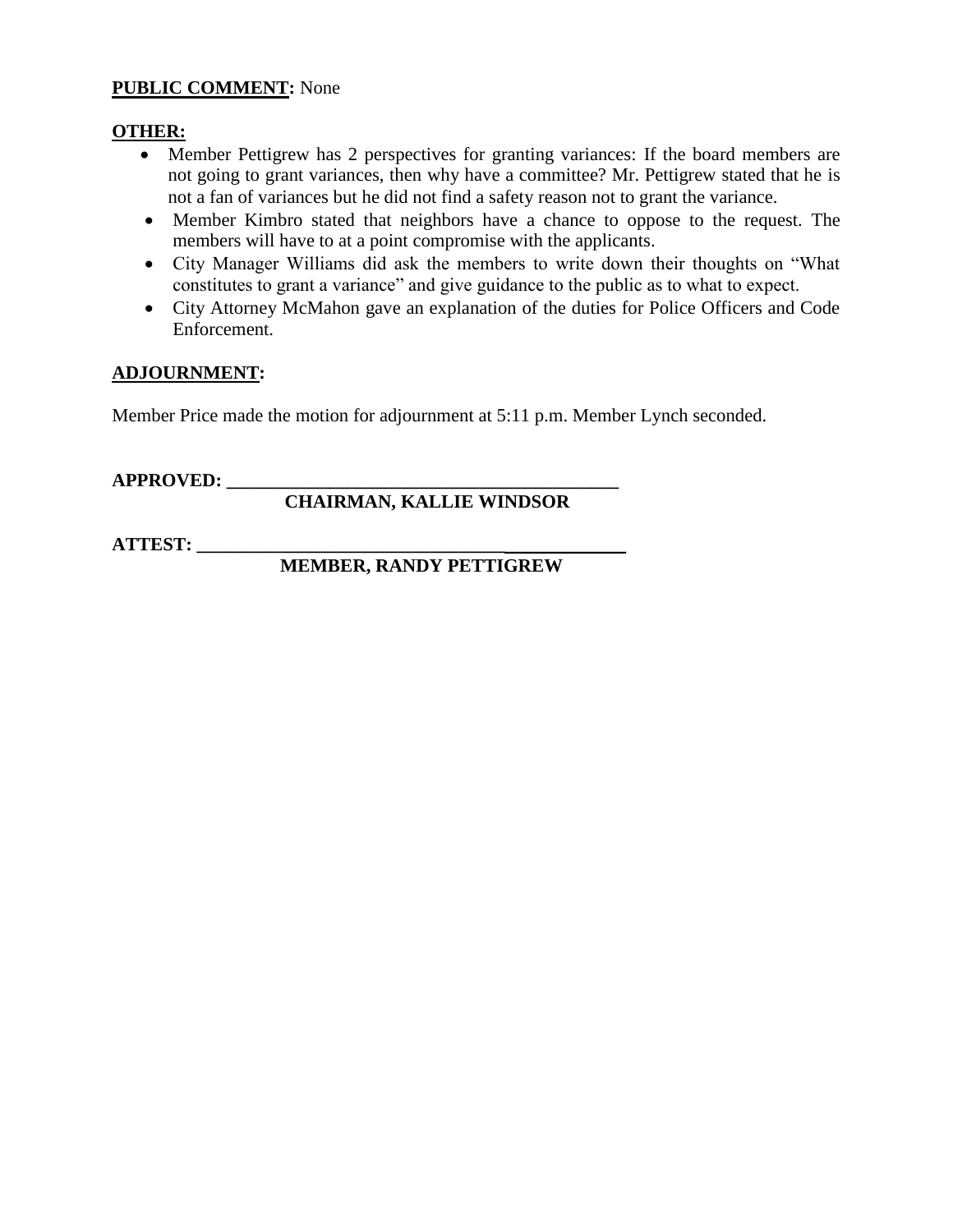**PUBLIC COMMENT:** None

**OTHER:**

- Member Pettigrew has 2 perspectives for granting variances: If the board members are not going to grant variances, then why have a committee? Mr. Pettigrew stated that he is not a fan of variances but he did not find a safety reason not to grant the variance.
- Member Kimbro stated that neighbors have a chance to oppose to the request. The members will have to at a point compromise with the applicants.
- City Manager Williams did ask the members to write down their thoughts on "What constitutes to grant a variance" and give guidance to the public as to what to expect.
- City Attorney McMahon gave an explanation of the duties for Police Officers and Code Enforcement.

**ADJOURNMENT:**

Member Price made the motion for adjournment at 5:11 p.m. Member Lynch seconded.

**APPROVED: ___________________________________________**
**CHAIRMAN, KALLIE WINDSOR**

**ATTEST: ______________________________________________**
**MEMBER, RANDY PETTIGREW**